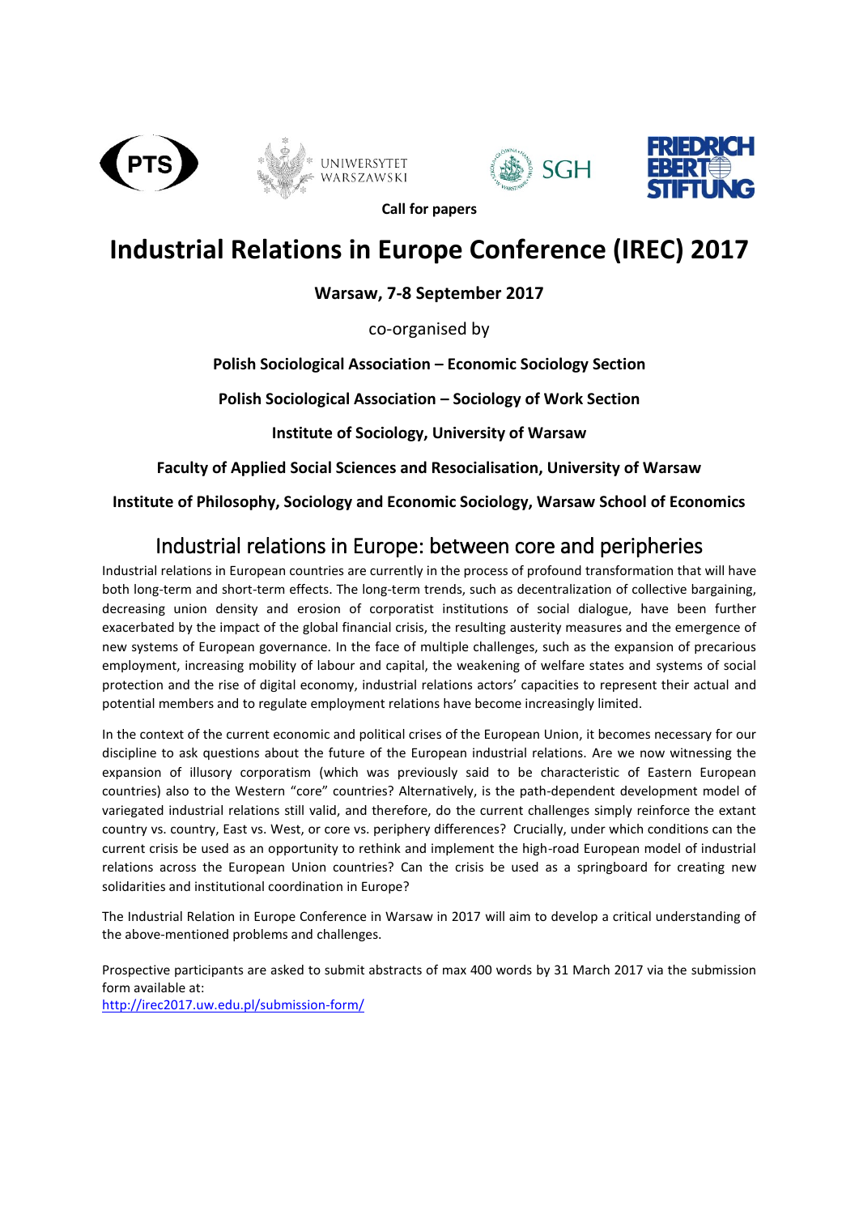Call for papers

# Industrial Relations in Europe Conference (IREC) 2017

**Warsaw, 7-8 September 2017**

co-organised by

**Polish Sociological Association – Economic Sociology Section**

**Polish Sociological Association – Sociology of Work Section**

**Institute of Sociology, University of Warsaw**

**Faculty of Applied Social Sciences and Resocialisation, University of Warsaw**

**Institute of Philosophy, Sociology and Economic Sociology, Warsaw School of Economics**

## Industrial relations in Europe: between core and peripheries

Industrial relations in European countries are currently in the process of profound transformation that will have both long-term and short-term effects. The long-term trends, such as decentralization of collective bargaining, decreasing union density and erosion of corporatist institutions of social dialogue, have been further exacerbated by the impact of the global financial crisis, the resulting austerity measures and the emergence of new systems of European governance. In the face of multiple challenges, such as the expansion of precarious employment, increasing mobility of labour and capital, the weakening of welfare states and systems of social protection and the rise of digital economy, industrial relations actors' capacities to represent their actual and potential members and to regulate employment relations have become increasingly limited.

In the context of the current economic and political crises of the European Union, it becomes necessary for our discipline to ask questions about the future of the European industrial relations. Are we now witnessing the expansion of illusory corporatism (which was previously said to be characteristic of Eastern European countries) also to the Western "core" countries? Alternatively, is the path-dependent development model of variegated industrial relations still valid, and therefore, do the current challenges simply reinforce the extant country vs. country, East vs. West, or core vs. periphery differences? Crucially, under which conditions can the current crisis be used as an opportunity to rethink and implement the high-road European model of industrial relations across the European Union countries? Can the crisis be used as a springboard for creating new solidarities and institutional coordination in Europe?

The Industrial Relation in Europe Conference in Warsaw in 2017 will aim to develop a critical understanding of the above-mentioned problems and challenges.

Prospective participants are asked to submit abstracts of max 400 words by 31 March 2017 via the submission form available at:
http://irec2017.uw.edu.pl/submission-form/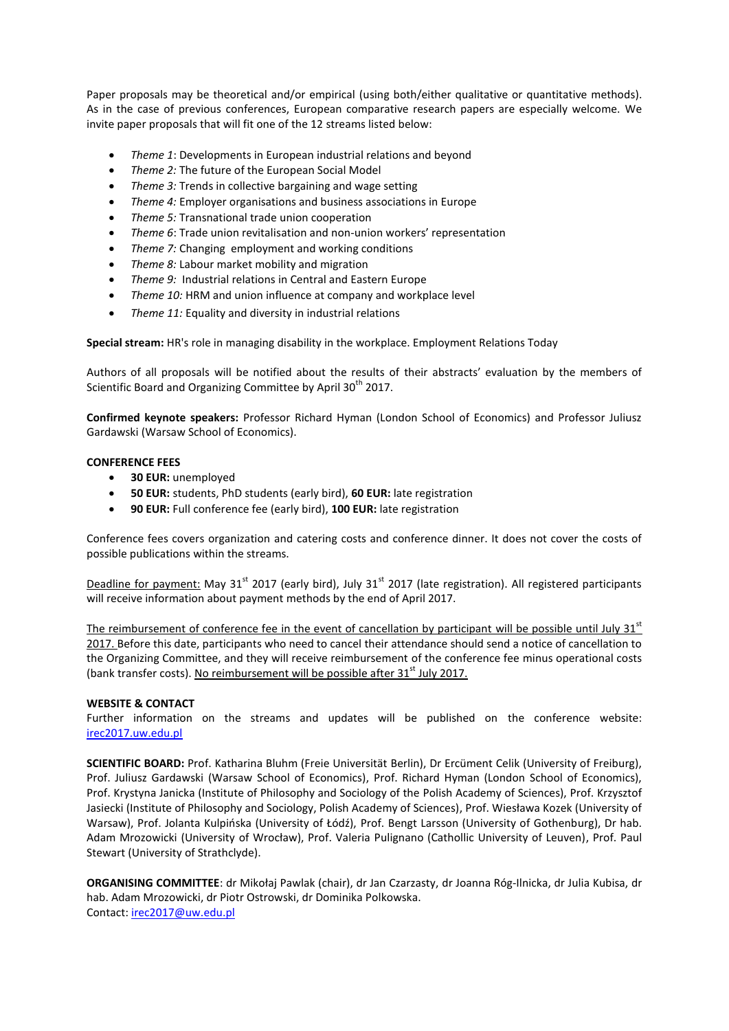Paper proposals may be theoretical and/or empirical (using both/either qualitative or quantitative methods). As in the case of previous conferences, European comparative research papers are especially welcome. We invite paper proposals that will fit one of the 12 streams listed below:

- *Theme 1*: Developments in European industrial relations and beyond
- *Theme 2:* The future of the European Social Model
- *Theme 3:* Trends in collective bargaining and wage setting
- *Theme 4:* Employer organisations and business associations in Europe
- *Theme 5:* Transnational trade union cooperation
- *Theme 6*: Trade union revitalisation and non-union workers' representation
- *Theme 7:* Changing employment and working conditions
- *Theme 8:* Labour market mobility and migration
- *Theme 9:* Industrial relations in Central and Eastern Europe
- *Theme 10:* HRM and union influence at company and workplace level
- *Theme 11:* Equality and diversity in industrial relations

**Special stream:** HR's role in managing disability in the workplace. Employment Relations Today

Authors of all proposals will be notified about the results of their abstracts' evaluation by the members of Scientific Board and Organizing Committee by April 30th 2017.

**Confirmed keynote speakers:** Professor Richard Hyman (London School of Economics) and Professor Juliusz Gardawski (Warsaw School of Economics).

**CONFERENCE FEES**

- **30 EUR:** unemployed
- **50 EUR:** students, PhD students (early bird), **60 EUR:** late registration
- **90 EUR:** Full conference fee (early bird), **100 EUR:** late registration

Conference fees covers organization and catering costs and conference dinner. It does not cover the costs of possible publications within the streams.

Deadline for payment: May 31st 2017 (early bird), July 31st 2017 (late registration). All registered participants will receive information about payment methods by the end of April 2017.

The reimbursement of conference fee in the event of cancellation by participant will be possible until July 31st 2017. Before this date, participants who need to cancel their attendance should send a notice of cancellation to the Organizing Committee, and they will receive reimbursement of the conference fee minus operational costs (bank transfer costs). No reimbursement will be possible after 31st July 2017.

**WEBSITE & CONTACT**

Further information on the streams and updates will be published on the conference website: irec2017.uw.edu.pl

**SCIENTIFIC BOARD:** Prof. Katharina Bluhm (Freie Universität Berlin), Dr Ercüment Celik (University of Freiburg), Prof. Juliusz Gardawski (Warsaw School of Economics), Prof. Richard Hyman (London School of Economics), Prof. Krystyna Janicka (Institute of Philosophy and Sociology of the Polish Academy of Sciences), Prof. Krzysztof Jasiecki (Institute of Philosophy and Sociology, Polish Academy of Sciences), Prof. Wiesława Kozek (University of Warsaw), Prof. Jolanta Kulpińska (University of Łódź), Prof. Bengt Larsson (University of Gothenburg), Dr hab. Adam Mrozowicki (University of Wrocław), Prof. Valeria Pulignano (Cathollic University of Leuven), Prof. Paul Stewart (University of Strathclyde).

**ORGANISING COMMITTEE**: dr Mikołaj Pawlak (chair), dr Jan Czarzasty, dr Joanna Róg-Ilnicka, dr Julia Kubisa, dr hab. Adam Mrozowicki, dr Piotr Ostrowski, dr Dominika Polkowska.
Contact: irec2017@uw.edu.pl